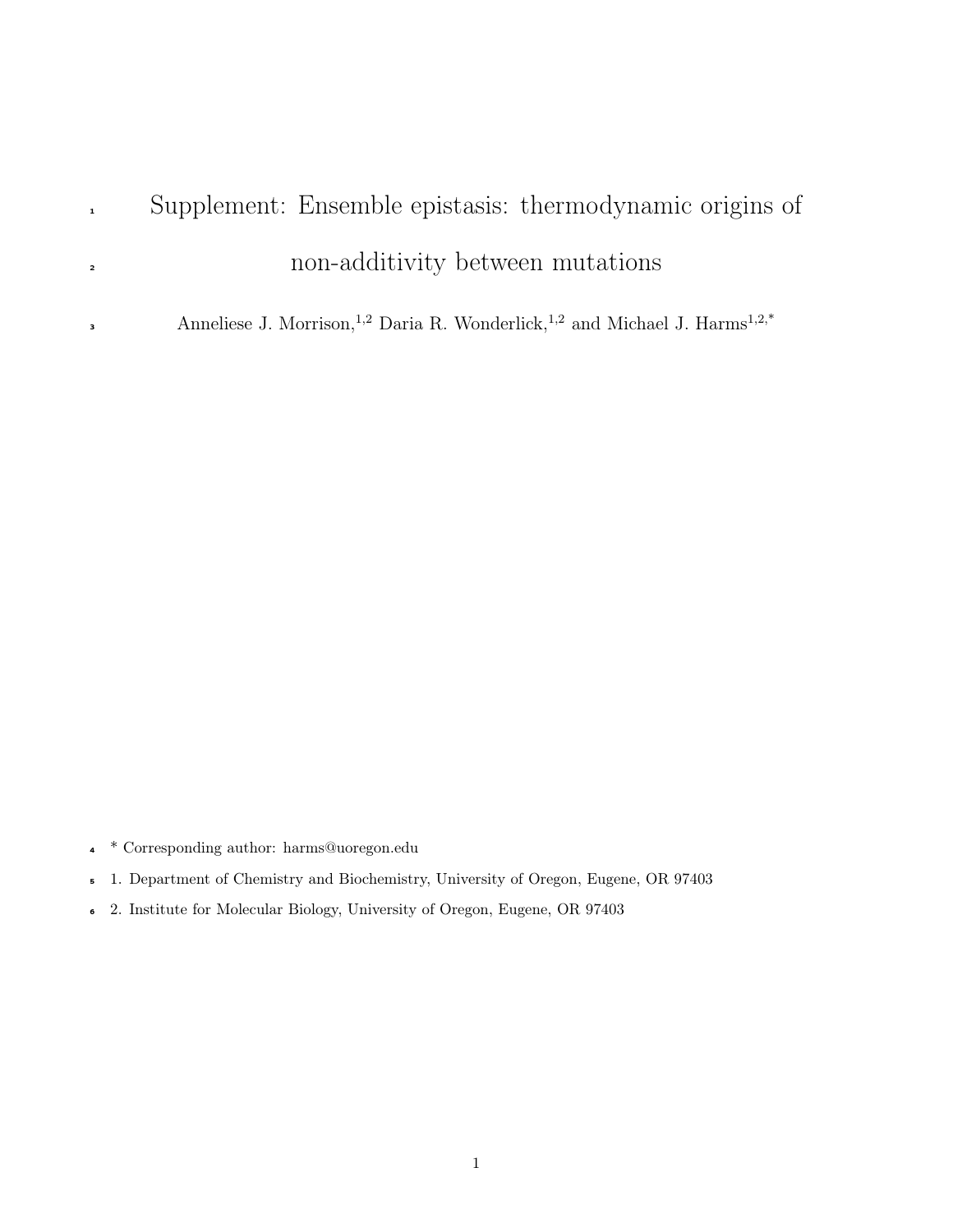# Supplement: Ensemble epistasis: thermodynamic origins of non-additivity between mutations

Anneliese J. Morrison,[1,2] Daria R. Wonderlick,[1,2] and Michael J. Harms[1,2,*]

\* Corresponding author: harms@uoregon.edu

1. Department of Chemistry and Biochemistry, University of Oregon, Eugene, OR 97403
2. Institute for Molecular Biology, University of Oregon, Eugene, OR 97403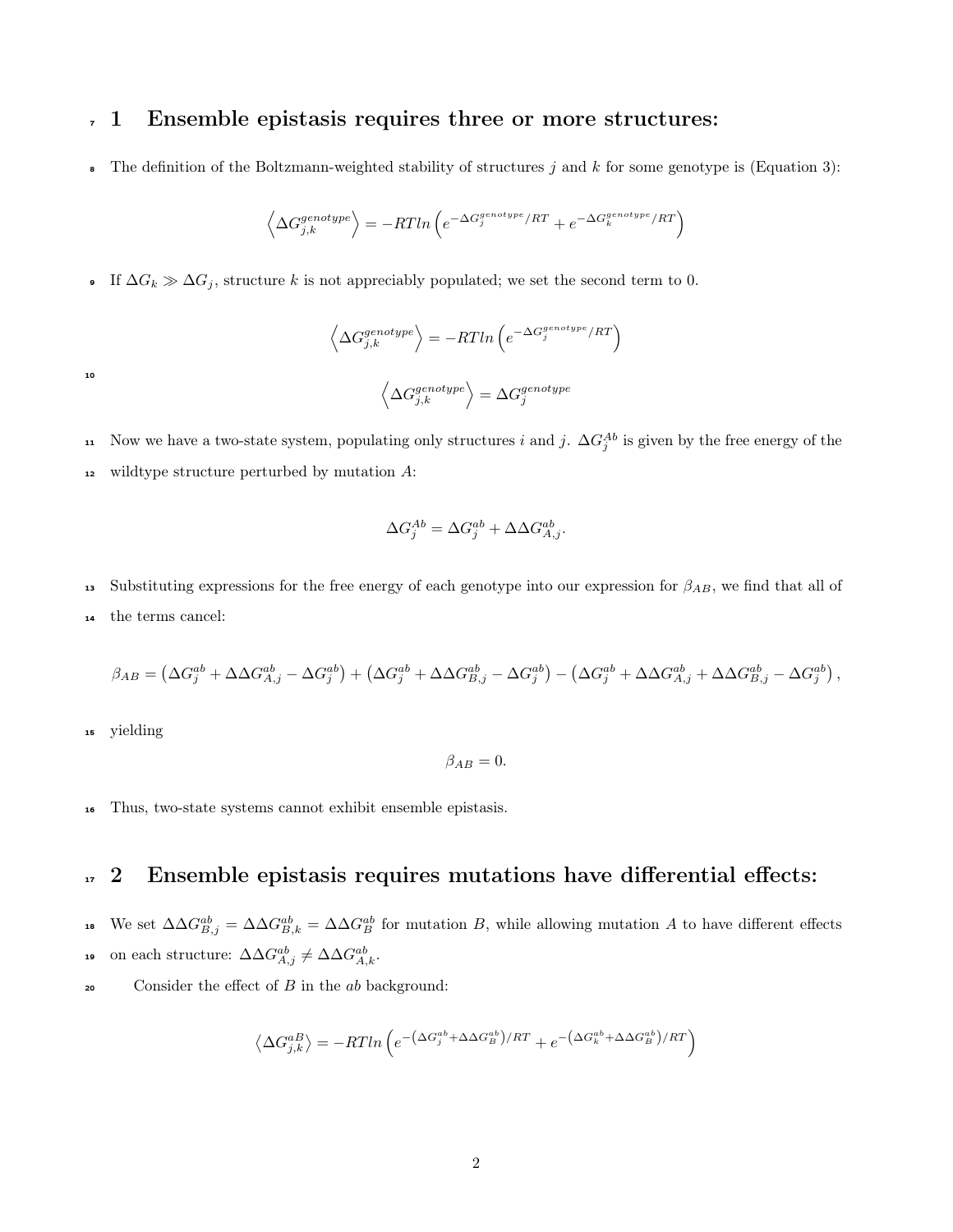# 1 Ensemble epistasis requires three or more structures:

The definition of the Boltzmann-weighted stability of structures $j$ and $k$ for some genotype is (Equation 3):

$$\left\langle \Delta G_{j,k}^{genotype} \right\rangle = -RTln\left(e^{-\Delta G_j^{genotype}/RT} + e^{-\Delta G_k^{genotype}/RT}\right)$$

If $\Delta G_k \gg \Delta G_j$, structure $k$ is not appreciably populated; we set the second term to 0.

$$\left\langle \Delta G_{j,k}^{genotype} \right\rangle = -RTln\left(e^{-\Delta G_j^{genotype}/RT}\right)$$

$$\left\langle \Delta G_{j,k}^{genotype} \right\rangle = \Delta G_j^{genotype}$$

Now we have a two-state system, populating only structures $i$ and $j$. $\Delta G_j^{Ab}$ is given by the free energy of the wildtype structure perturbed by mutation $A$:

$$\Delta G_j^{Ab} = \Delta G_j^{ab} + \Delta\Delta G_{A,j}^{ab}.$$

Substituting expressions for the free energy of each genotype into our expression for $\beta_{AB}$, we find that all of the terms cancel:

$$\beta_{AB} = \left(\Delta G_j^{ab} + \Delta\Delta G_{A,j}^{ab} - \Delta G_j^{ab}\right) + \left(\Delta G_j^{ab} + \Delta\Delta G_{B,j}^{ab} - \Delta G_j^{ab}\right) - \left(\Delta G_j^{ab} + \Delta\Delta G_{A,j}^{ab} + \Delta\Delta G_{B,j}^{ab} - \Delta G_j^{ab}\right),$$

yielding

$$\beta_{AB} = 0.$$

Thus, two-state systems cannot exhibit ensemble epistasis.

# 2 Ensemble epistasis requires mutations have differential effects:

We set $\Delta\Delta G_{B,j}^{ab} = \Delta\Delta G_{B,k}^{ab} = \Delta\Delta G_B^{ab}$ for mutation $B$, while allowing mutation $A$ to have different effects on each structure: $\Delta\Delta G_{A,j}^{ab} \neq \Delta\Delta G_{A,k}^{ab}$.

Consider the effect of $B$ in the $ab$ background:

$$\left\langle \Delta G_{j,k}^{aB} \right\rangle = -RTln\left(e^{-\left(\Delta G_j^{ab} + \Delta\Delta G_B^{ab}\right)/RT} + e^{-\left(\Delta G_k^{ab} + \Delta\Delta G_B^{ab}\right)/RT}\right)$$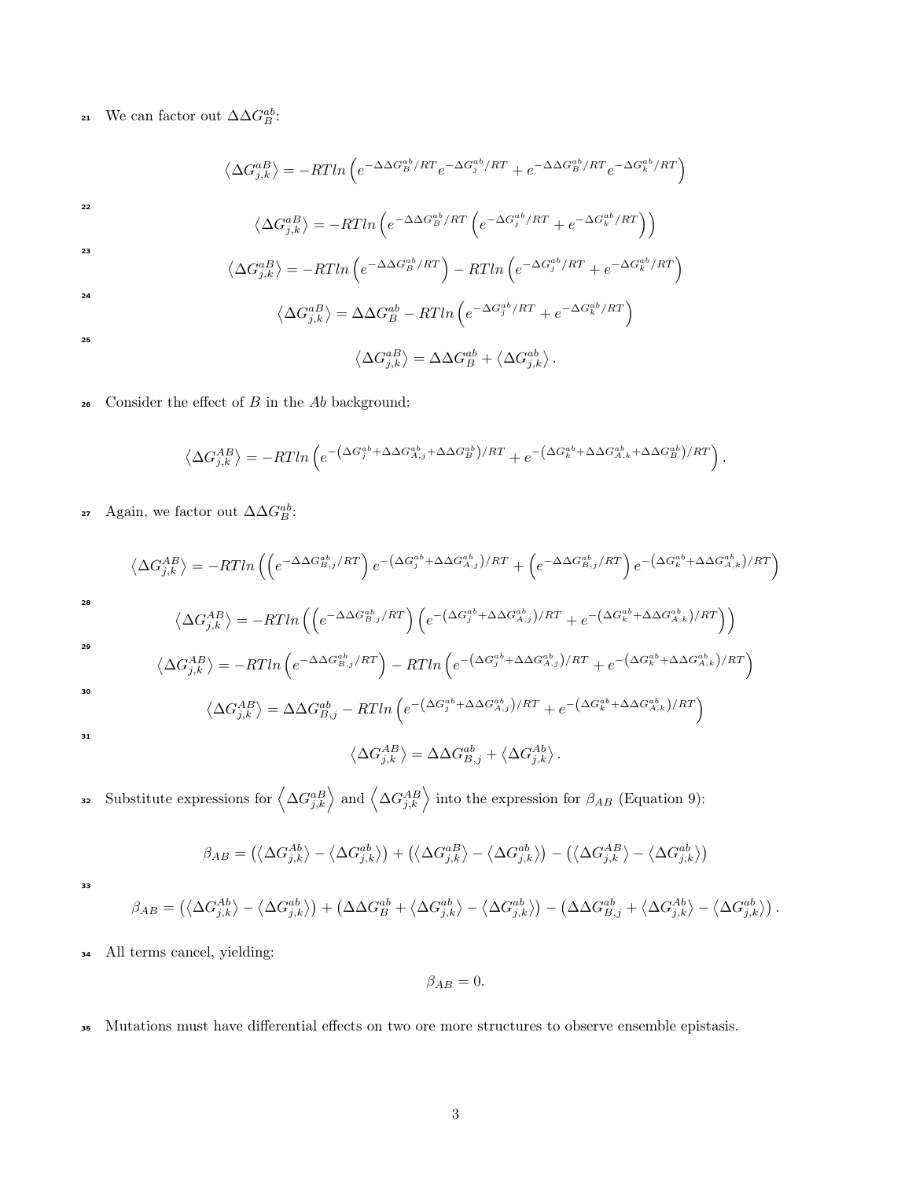We can factor out $\Delta\Delta G_B^{ab}$:

$$\left\langle \Delta G_{j,k}^{aB} \right\rangle = -RTln\left(e^{-\Delta\Delta G_B^{ab}/RT} e^{-\Delta G_j^{ab}/RT} + e^{-\Delta\Delta G_B^{ab}/RT} e^{-\Delta G_k^{ab}/RT}\right)$$

$$\left\langle \Delta G_{j,k}^{aB} \right\rangle = -RTln\left(e^{-\Delta\Delta G_B^{ab}/RT}\left(e^{-\Delta G_j^{ab}/RT} + e^{-\Delta G_k^{ab}/RT}\right)\right)$$

$$\left\langle \Delta G_{j,k}^{aB} \right\rangle = -RTln\left(e^{-\Delta\Delta G_B^{ab}/RT}\right) - RTln\left(e^{-\Delta G_j^{ab}/RT} + e^{-\Delta G_k^{ab}/RT}\right)$$

$$\left\langle \Delta G_{j,k}^{aB} \right\rangle = \Delta\Delta G_B^{ab} - RTln\left(e^{-\Delta G_j^{ab}/RT} + e^{-\Delta G_k^{ab}/RT}\right)$$

$$\left\langle \Delta G_{j,k}^{aB} \right\rangle = \Delta\Delta G_B^{ab} + \left\langle \Delta G_{j,k}^{ab} \right\rangle .$$

Consider the effect of $B$ in the $Ab$ background:

$$\left\langle \Delta G_{j,k}^{AB} \right\rangle = -RTln\left(e^{-\left(\Delta G_j^{ab} + \Delta\Delta G_{A,j}^{ab} + \Delta\Delta G_B^{ab}\right)/RT} + e^{-\left(\Delta G_k^{ab} + \Delta\Delta G_{A,k}^{ab} + \Delta\Delta G_B^{ab}\right)/RT}\right).$$

Again, we factor out $\Delta\Delta G_B^{ab}$:

$$\left\langle \Delta G_{j,k}^{AB} \right\rangle = -RTln\left(\left(e^{-\Delta\Delta G_{B,j}^{ab}/RT}\right) e^{-\left(\Delta G_j^{ab} + \Delta\Delta G_{A,j}^{ab}\right)/RT} + \left(e^{-\Delta\Delta G_{B,j}^{ab}/RT}\right) e^{-\left(\Delta G_k^{ab} + \Delta\Delta G_{A,k}^{ab}\right)/RT}\right)$$

$$\left\langle \Delta G_{j,k}^{AB} \right\rangle = -RTln\left(\left(e^{-\Delta\Delta G_{B,j}^{ab}/RT}\right)\left(e^{-\left(\Delta G_j^{ab} + \Delta\Delta G_{A,j}^{ab}\right)/RT} + e^{-\left(\Delta G_k^{ab} + \Delta\Delta G_{A,k}^{ab}\right)/RT}\right)\right)$$

$$\left\langle \Delta G_{j,k}^{AB} \right\rangle = -RTln\left(e^{-\Delta\Delta G_{B,j}^{ab}/RT}\right) - RTln\left(e^{-\left(\Delta G_j^{ab} + \Delta\Delta G_{A,j}^{ab}\right)/RT} + e^{-\left(\Delta G_k^{ab} + \Delta\Delta G_{A,k}^{ab}\right)/RT}\right)$$

$$\left\langle \Delta G_{j,k}^{AB} \right\rangle = \Delta\Delta G_{B,j}^{ab} - RTln\left(e^{-\left(\Delta G_j^{ab} + \Delta\Delta G_{A,j}^{ab}\right)/RT} + e^{-\left(\Delta G_k^{ab} + \Delta\Delta G_{A,k}^{ab}\right)/RT}\right)$$

$$\left\langle \Delta G_{j,k}^{AB} \right\rangle = \Delta\Delta G_{B,j}^{ab} + \left\langle \Delta G_{j,k}^{Ab} \right\rangle .$$

Substitute expressions for $\left\langle \Delta G_{j,k}^{aB} \right\rangle$ and $\left\langle \Delta G_{j,k}^{AB} \right\rangle$ into the expression for $\beta_{AB}$ (Equation 9):

$$\beta_{AB} = \left(\left\langle \Delta G_{j,k}^{Ab} \right\rangle - \left\langle \Delta G_{j,k}^{ab} \right\rangle\right) + \left(\left\langle \Delta G_{j,k}^{aB} \right\rangle - \left\langle \Delta G_{j,k}^{ab} \right\rangle\right) - \left(\left\langle \Delta G_{j,k}^{AB} \right\rangle - \left\langle \Delta G_{j,k}^{ab} \right\rangle\right)$$

$$\beta_{AB} = \left(\left\langle \Delta G_{j,k}^{Ab} \right\rangle - \left\langle \Delta G_{j,k}^{ab} \right\rangle\right) + \left(\Delta\Delta G_B^{ab} + \left\langle \Delta G_{j,k}^{ab} \right\rangle - \left\langle \Delta G_{j,k}^{ab} \right\rangle\right) - \left(\Delta\Delta G_{B,j}^{ab} + \left\langle \Delta G_{j,k}^{Ab} \right\rangle - \left\langle \Delta G_{j,k}^{ab} \right\rangle\right).$$

All terms cancel, yielding:

$$\beta_{AB} = 0.$$

Mutations must have differential effects on two ore more structures to observe ensemble epistasis.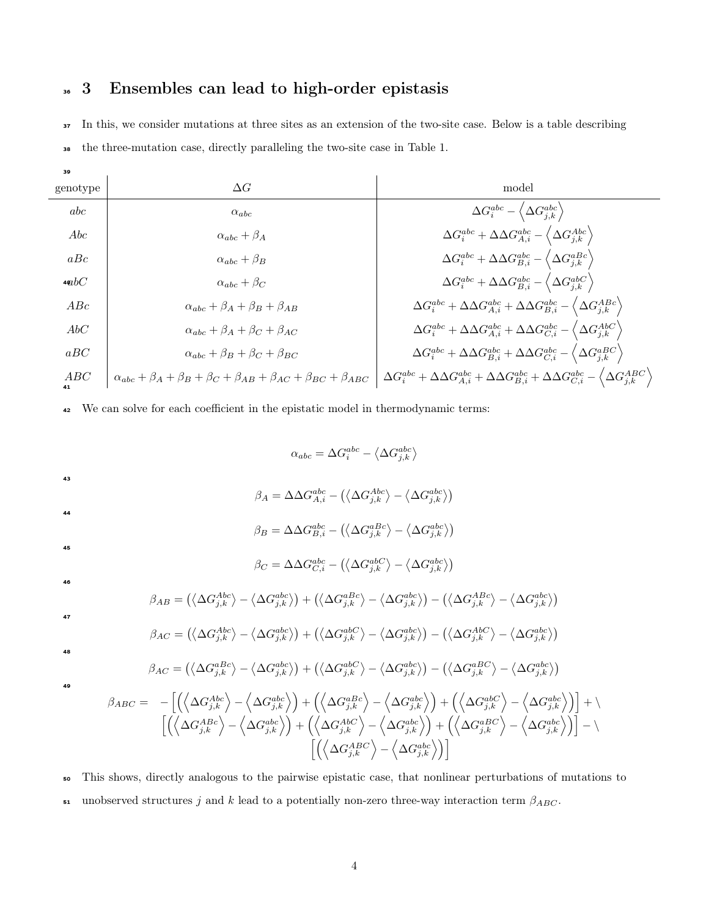## 3 Ensembles can lead to high-order epistasis

In this, we consider mutations at three sites as an extension of the two-site case. Below is a table describing the three-mutation case, directly paralleling the two-site case in Table 1.

| genotype | $\Delta G$ | model |
|---|---|---|
| $abc$ | $\alpha_{abc}$ | $\Delta G_i^{abc} - \left\langle \Delta G_{j,k}^{abc} \right\rangle$ |
| $Abc$ | $\alpha_{abc} + \beta_A$ | $\Delta G_i^{abc} + \Delta\Delta G_{A,i}^{abc} - \left\langle \Delta G_{j,k}^{Abc} \right\rangle$ |
| $aBc$ | $\alpha_{abc} + \beta_B$ | $\Delta G_i^{abc} + \Delta\Delta G_{B,i}^{abc} - \left\langle \Delta G_{j,k}^{aBc} \right\rangle$ |
| $abC$ | $\alpha_{abc} + \beta_C$ | $\Delta G_i^{abc} + \Delta\Delta G_{B,i}^{abc} - \left\langle \Delta G_{j,k}^{abC} \right\rangle$ |
| $ABc$ | $\alpha_{abc} + \beta_A + \beta_B + \beta_{AB}$ | $\Delta G_i^{abc} + \Delta\Delta G_{A,i}^{abc} + \Delta\Delta G_{B,i}^{abc} - \left\langle \Delta G_{j,k}^{ABc} \right\rangle$ |
| $AbC$ | $\alpha_{abc} + \beta_A + \beta_C + \beta_{AC}$ | $\Delta G_i^{abc} + \Delta\Delta G_{A,i}^{abc} + \Delta\Delta G_{C,i}^{abc} - \left\langle \Delta G_{j,k}^{AbC} \right\rangle$ |
| $aBC$ | $\alpha_{abc} + \beta_B + \beta_C + \beta_{BC}$ | $\Delta G_i^{abc} + \Delta\Delta G_{B,i}^{abc} + \Delta\Delta G_{C,i}^{abc} - \left\langle \Delta G_{j,k}^{aBC} \right\rangle$ |
| $ABC$ | $\alpha_{abc} + \beta_A + \beta_B + \beta_C + \beta_{AB} + \beta_{AC} + \beta_{BC} + \beta_{ABC}$ | $\Delta G_i^{abc} + \Delta\Delta G_{A,i}^{abc} + \Delta\Delta G_{B,i}^{abc} + \Delta\Delta G_{C,i}^{abc} - \left\langle \Delta G_{j,k}^{ABC} \right\rangle$ |

We can solve for each coefficient in the epistatic model in thermodynamic terms:

$$\alpha_{abc} = \Delta G_i^{abc} - \left\langle \Delta G_{j,k}^{abc} \right\rangle$$

$$\beta_A = \Delta\Delta G_{A,i}^{abc} - \left(\left\langle \Delta G_{j,k}^{Abc} \right\rangle - \left\langle \Delta G_{j,k}^{abc} \right\rangle\right)$$

$$\beta_B = \Delta\Delta G_{B,i}^{abc} - \left(\left\langle \Delta G_{j,k}^{aBc} \right\rangle - \left\langle \Delta G_{j,k}^{abc} \right\rangle\right)$$

$$\beta_C = \Delta\Delta G_{C,i}^{abc} - \left(\left\langle \Delta G_{j,k}^{abC} \right\rangle - \left\langle \Delta G_{j,k}^{abc} \right\rangle\right)$$

$$\beta_{AB} = \left(\left\langle \Delta G_{j,k}^{Abc} \right\rangle - \left\langle \Delta G_{j,k}^{abc} \right\rangle\right) + \left(\left\langle \Delta G_{j,k}^{aBc} \right\rangle - \left\langle \Delta G_{j,k}^{abc} \right\rangle\right) - \left(\left\langle \Delta G_{j,k}^{ABc} \right\rangle - \left\langle \Delta G_{j,k}^{abc} \right\rangle\right)$$

$$\beta_{AC} = \left(\left\langle \Delta G_{j,k}^{Abc} \right\rangle - \left\langle \Delta G_{j,k}^{abc} \right\rangle\right) + \left(\left\langle \Delta G_{j,k}^{abC} \right\rangle - \left\langle \Delta G_{j,k}^{abc} \right\rangle\right) - \left(\left\langle \Delta G_{j,k}^{AbC} \right\rangle - \left\langle \Delta G_{j,k}^{abc} \right\rangle\right)$$

$$\beta_{AC} = \left(\left\langle \Delta G_{j,k}^{aBc} \right\rangle - \left\langle \Delta G_{j,k}^{abc} \right\rangle\right) + \left(\left\langle \Delta G_{j,k}^{abC} \right\rangle - \left\langle \Delta G_{j,k}^{abc} \right\rangle\right) - \left(\left\langle \Delta G_{j,k}^{aBC} \right\rangle - \left\langle \Delta G_{j,k}^{abc} \right\rangle\right)$$

$$\begin{aligned}\beta_{ABC} = \; & -\left[\left(\left\langle \Delta G_{j,k}^{Abc} \right\rangle - \left\langle \Delta G_{j,k}^{abc} \right\rangle\right) + \left(\left\langle \Delta G_{j,k}^{aBc} \right\rangle - \left\langle \Delta G_{j,k}^{abc} \right\rangle\right) + \left(\left\langle \Delta G_{j,k}^{abC} \right\rangle - \left\langle \Delta G_{j,k}^{abc} \right\rangle\right)\right] + \backslash \\ & \left[\left(\left\langle \Delta G_{j,k}^{ABc} \right\rangle - \left\langle \Delta G_{j,k}^{abc} \right\rangle\right) + \left(\left\langle \Delta G_{j,k}^{AbC} \right\rangle - \left\langle \Delta G_{j,k}^{abc} \right\rangle\right) + \left(\left\langle \Delta G_{j,k}^{aBC} \right\rangle - \left\langle \Delta G_{j,k}^{abc} \right\rangle\right)\right] - \backslash \\ & \left[\left(\left\langle \Delta G_{j,k}^{ABC} \right\rangle - \left\langle \Delta G_{j,k}^{abc} \right\rangle\right)\right]\end{aligned}$$

This shows, directly analogous to the pairwise epistatic case, that nonlinear perturbations of mutations to unobserved structures $j$ and $k$ lead to a potentially non-zero three-way interaction term $\beta_{ABC}$.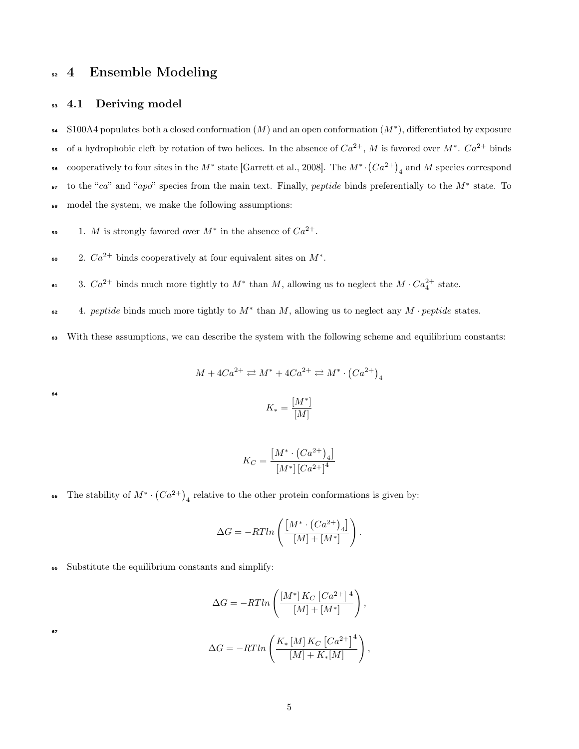# 4 Ensemble Modeling

## 4.1 Deriving model

S100A4 populates both a closed conformation ($M$) and an open conformation ($M^*$), differentiated by exposure of a hydrophobic cleft by rotation of two helices. In the absence of $Ca^{2+}$, $M$ is favored over $M^*$. $Ca^{2+}$ binds cooperatively to four sites in the $M^*$ state [Garrett et al., 2008]. The $M^* \cdot \left(Ca^{2+}\right)_4$ and $M$ species correspond to the "*ca*" and "*apo*" species from the main text. Finally, *peptide* binds preferentially to the $M^*$ state. To model the system, we make the following assumptions:

1. $M$ is strongly favored over $M^*$ in the absence of $Ca^{2+}$.
2. $Ca^{2+}$ binds cooperatively at four equivalent sites on $M^*$.
3. $Ca^{2+}$ binds much more tightly to $M^*$ than $M$, allowing us to neglect the $M \cdot Ca_4^{2+}$ state.
4. *peptide* binds much more tightly to $M^*$ than $M$, allowing us to neglect any $M \cdot peptide$ states.

With these assumptions, we can describe the system with the following scheme and equilibrium constants:

$$M + 4Ca^{2+} \rightleftarrows M^* + 4Ca^{2+} \rightleftarrows M^* \cdot \left(Ca^{2+}\right)_4$$

$$K_* = \frac{[M^*]}{[M]}$$

$$K_C = \frac{\left[M^* \cdot \left(Ca^{2+}\right)_4\right]}{[M^*]\left[Ca^{2+}\right]^4}$$

The stability of $M^* \cdot \left(Ca^{2+}\right)_4$ relative to the other protein conformations is given by:

$$\Delta G = -RTln\left(\frac{\left[M^* \cdot \left(Ca^{2+}\right)_4\right]}{[M] + [M^*]}\right).$$

Substitute the equilibrium constants and simplify:

$$\Delta G = -RTln\left(\frac{[M^*]\,K_C\left[Ca^{2+}\right]^4}{[M] + [M^*]}\right),$$

$$\Delta G = -RTln\left(\frac{K_*\,[M]\,K_C\left[Ca^{2+}\right]^4}{[M] + K_*[M]}\right),$$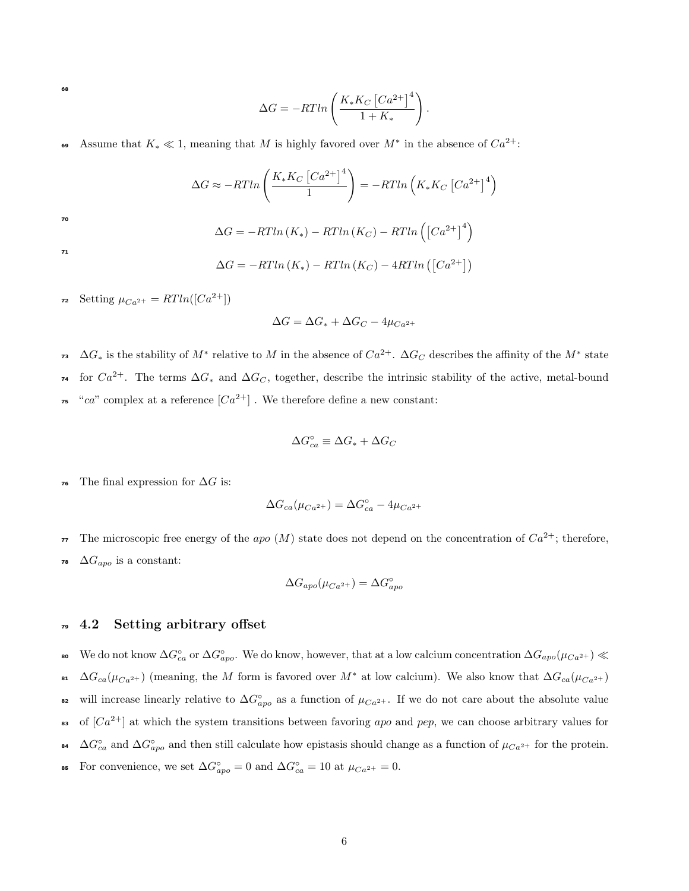$$\Delta G = -RTln\left(\frac{K_* K_C \left[Ca^{2+}\right]^4}{1+K_*}\right).$$

Assume that $K_* \ll 1$, meaning that $M$ is highly favored over $M^*$ in the absence of $Ca^{2+}$:

$$\Delta G \approx -RTln\left(\frac{K_* K_C \left[Ca^{2+}\right]^4}{1}\right) = -RTln\left(K_* K_C \left[Ca^{2+}\right]^4\right)$$

$$\Delta G = -RTln\left(K_*\right) - RTln\left(K_C\right) - RTln\left(\left[Ca^{2+}\right]^4\right)$$

$$\Delta G = -RTln\left(K_*\right) - RTln\left(K_C\right) - 4RTln\left(\left[Ca^{2+}\right]\right)$$

Setting $\mu_{Ca^{2+}} = RTln([Ca^{2+}])$

$$\Delta G = \Delta G_* + \Delta G_C - 4\mu_{Ca^{2+}}$$

$\Delta G_*$ is the stability of $M^*$ relative to $M$ in the absence of $Ca^{2+}$. $\Delta G_C$ describes the affinity of the $M^*$ state for $Ca^{2+}$. The terms $\Delta G_*$ and $\Delta G_C$, together, describe the intrinsic stability of the active, metal-bound "*ca*" complex at a reference $[Ca^{2+}]$ . We therefore define a new constant:

$$\Delta G^{\circ}_{ca} \equiv \Delta G_* + \Delta G_C$$

The final expression for $\Delta G$ is:

$$\Delta G_{ca}(\mu_{Ca^{2+}}) = \Delta G^{\circ}_{ca} - 4\mu_{Ca^{2+}}$$

The microscopic free energy of the *apo* ($M$) state does not depend on the concentration of $Ca^{2+}$; therefore, $\Delta G_{apo}$ is a constant:

$$\Delta G_{apo}(\mu_{Ca^{2+}}) = \Delta G^{\circ}_{apo}$$

## 4.2 Setting arbitrary offset

We do not know $\Delta G^{\circ}_{ca}$ or $\Delta G^{\circ}_{apo}$. We do know, however, that at a low calcium concentration $\Delta G_{apo}(\mu_{Ca^{2+}}) \ll \Delta G_{ca}(\mu_{Ca^{2+}})$ (meaning, the $M$ form is favored over $M^*$ at low calcium). We also know that $\Delta G_{ca}(\mu_{Ca^{2+}})$ will increase linearly relative to $\Delta G^{\circ}_{apo}$ as a function of $\mu_{Ca^{2+}}$. If we do not care about the absolute value of $[Ca^{2+}]$ at which the system transitions between favoring *apo* and *pep*, we can choose arbitrary values for $\Delta G^{\circ}_{ca}$ and $\Delta G^{\circ}_{apo}$ and then still calculate how epistasis should change as a function of $\mu_{Ca^{2+}}$ for the protein. For convenience, we set $\Delta G^{\circ}_{apo} = 0$ and $\Delta G^{\circ}_{ca} = 10$ at $\mu_{Ca^{2+}} = 0$.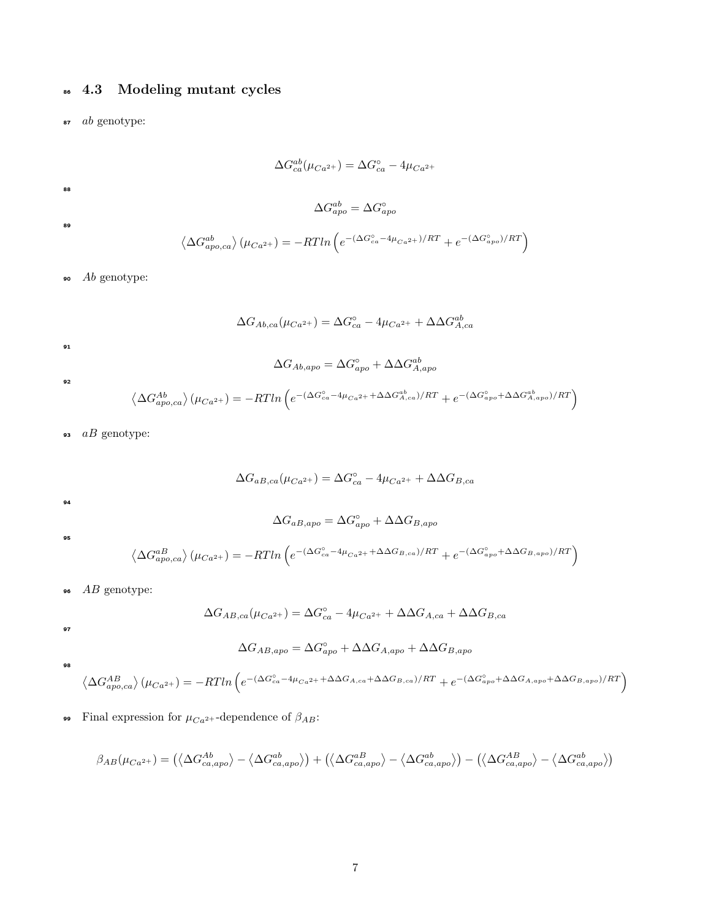### 4.3 Modeling mutant cycles

$ab$ genotype:

$$\Delta G_{ca}^{ab}(\mu_{Ca^{2+}}) = \Delta G_{ca}^{\circ} - 4\mu_{Ca^{2+}}$$

$$\Delta G_{apo}^{ab} = \Delta G_{apo}^{\circ}$$

$$\left\langle \Delta G_{apo,ca}^{ab} \right\rangle (\mu_{Ca^{2+}}) = -RTln\left(e^{-(\Delta G_{ca}^{\circ} - 4\mu_{Ca^{2+}})/RT} + e^{-(\Delta G_{apo}^{\circ})/RT}\right)$$

$Ab$ genotype:

$$\Delta G_{Ab,ca}(\mu_{Ca^{2+}}) = \Delta G_{ca}^{\circ} - 4\mu_{Ca^{2+}} + \Delta\Delta G_{A,ca}^{ab}$$

$$\Delta G_{Ab,apo} = \Delta G_{apo}^{\circ} + \Delta\Delta G_{A,apo}^{ab}$$

$$\left\langle \Delta G_{apo,ca}^{Ab} \right\rangle (\mu_{Ca^{2+}}) = -RTln\left(e^{-(\Delta G_{ca}^{\circ} - 4\mu_{Ca^{2+}} + \Delta\Delta G_{A,ca}^{ab})/RT} + e^{-(\Delta G_{apo}^{\circ} + \Delta\Delta G_{A,apo}^{ab})/RT}\right)$$

$aB$ genotype:

$$\Delta G_{aB,ca}(\mu_{Ca^{2+}}) = \Delta G_{ca}^{\circ} - 4\mu_{Ca^{2+}} + \Delta\Delta G_{B,ca}$$

$$\Delta G_{aB,apo} = \Delta G_{apo}^{\circ} + \Delta\Delta G_{B,apo}$$

$$\left\langle \Delta G_{apo,ca}^{aB} \right\rangle (\mu_{Ca^{2+}}) = -RTln\left(e^{-(\Delta G_{ca}^{\circ} - 4\mu_{Ca^{2+}} + \Delta\Delta G_{B,ca})/RT} + e^{-(\Delta G_{apo}^{\circ} + \Delta\Delta G_{B,apo})/RT}\right)$$

$AB$ genotype:

$$\Delta G_{AB,ca}(\mu_{Ca^{2+}}) = \Delta G_{ca}^{\circ} - 4\mu_{Ca^{2+}} + \Delta\Delta G_{A,ca} + \Delta\Delta G_{B,ca}$$

$$\Delta G_{AB,apo} = \Delta G_{apo}^{\circ} + \Delta\Delta G_{A,apo} + \Delta\Delta G_{B,apo}$$

$$\left\langle \Delta G_{apo,ca}^{AB} \right\rangle (\mu_{Ca^{2+}}) = -RTln\left(e^{-(\Delta G_{ca}^{\circ} - 4\mu_{Ca^{2+}} + \Delta\Delta G_{A,ca} + \Delta\Delta G_{B,ca})/RT} + e^{-(\Delta G_{apo}^{\circ} + \Delta\Delta G_{A,apo} + \Delta\Delta G_{B,apo})/RT}\right)$$

Final expression for $\mu_{Ca^{2+}}$-dependence of $\beta_{AB}$:

$$\beta_{AB}(\mu_{Ca^{2+}}) = \left(\left\langle \Delta G_{ca,apo}^{Ab} \right\rangle - \left\langle \Delta G_{ca,apo}^{ab} \right\rangle\right) + \left(\left\langle \Delta G_{ca,apo}^{aB} \right\rangle - \left\langle \Delta G_{ca,apo}^{ab} \right\rangle\right) - \left(\left\langle \Delta G_{ca,apo}^{AB} \right\rangle - \left\langle \Delta G_{ca,apo}^{ab} \right\rangle\right)$$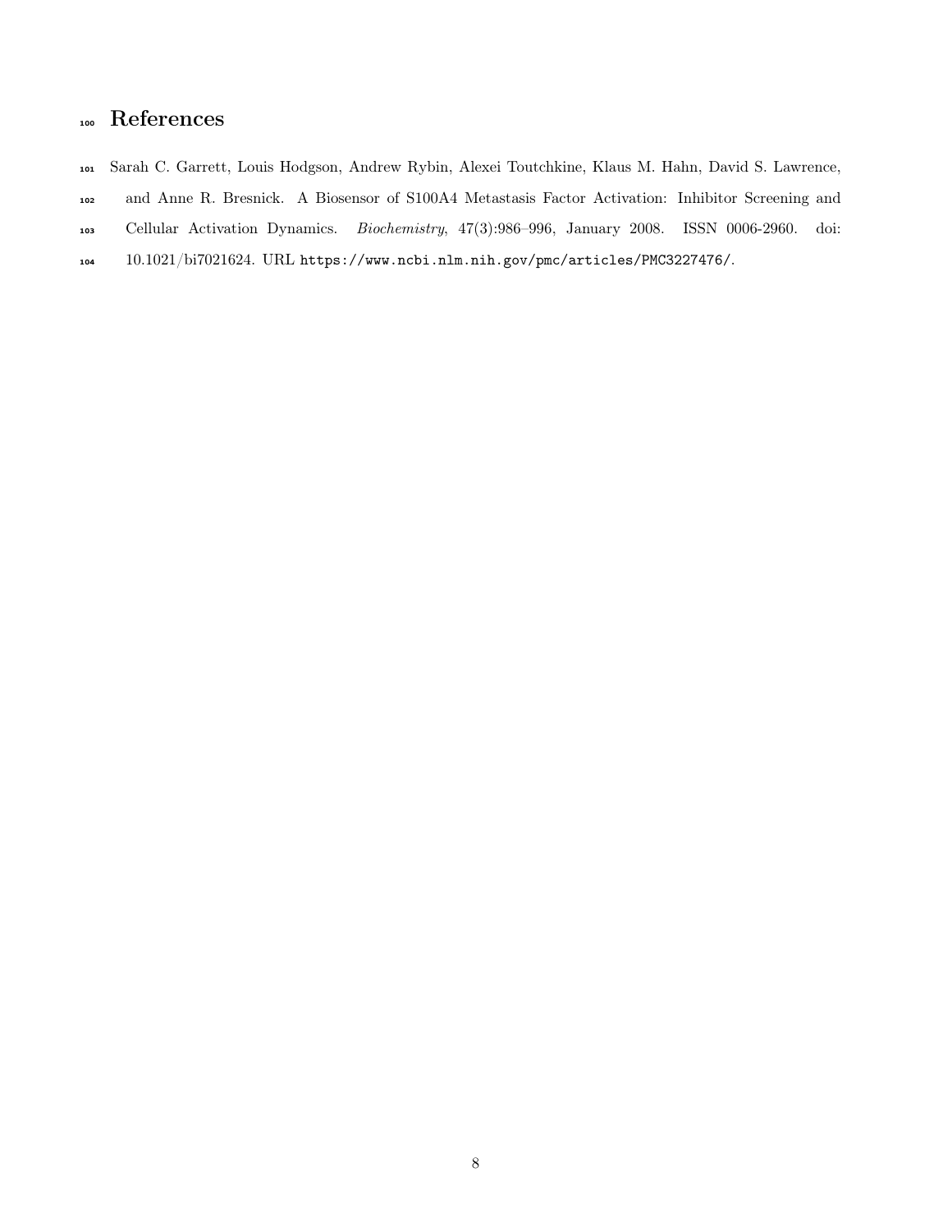# References

Sarah C. Garrett, Louis Hodgson, Andrew Rybin, Alexei Toutchkine, Klaus M. Hahn, David S. Lawrence, and Anne R. Bresnick. A Biosensor of S100A4 Metastasis Factor Activation: Inhibitor Screening and Cellular Activation Dynamics. *Biochemistry*, 47(3):986–996, January 2008. ISSN 0006-2960. doi: 10.1021/bi7021624. URL https://www.ncbi.nlm.nih.gov/pmc/articles/PMC3227476/.